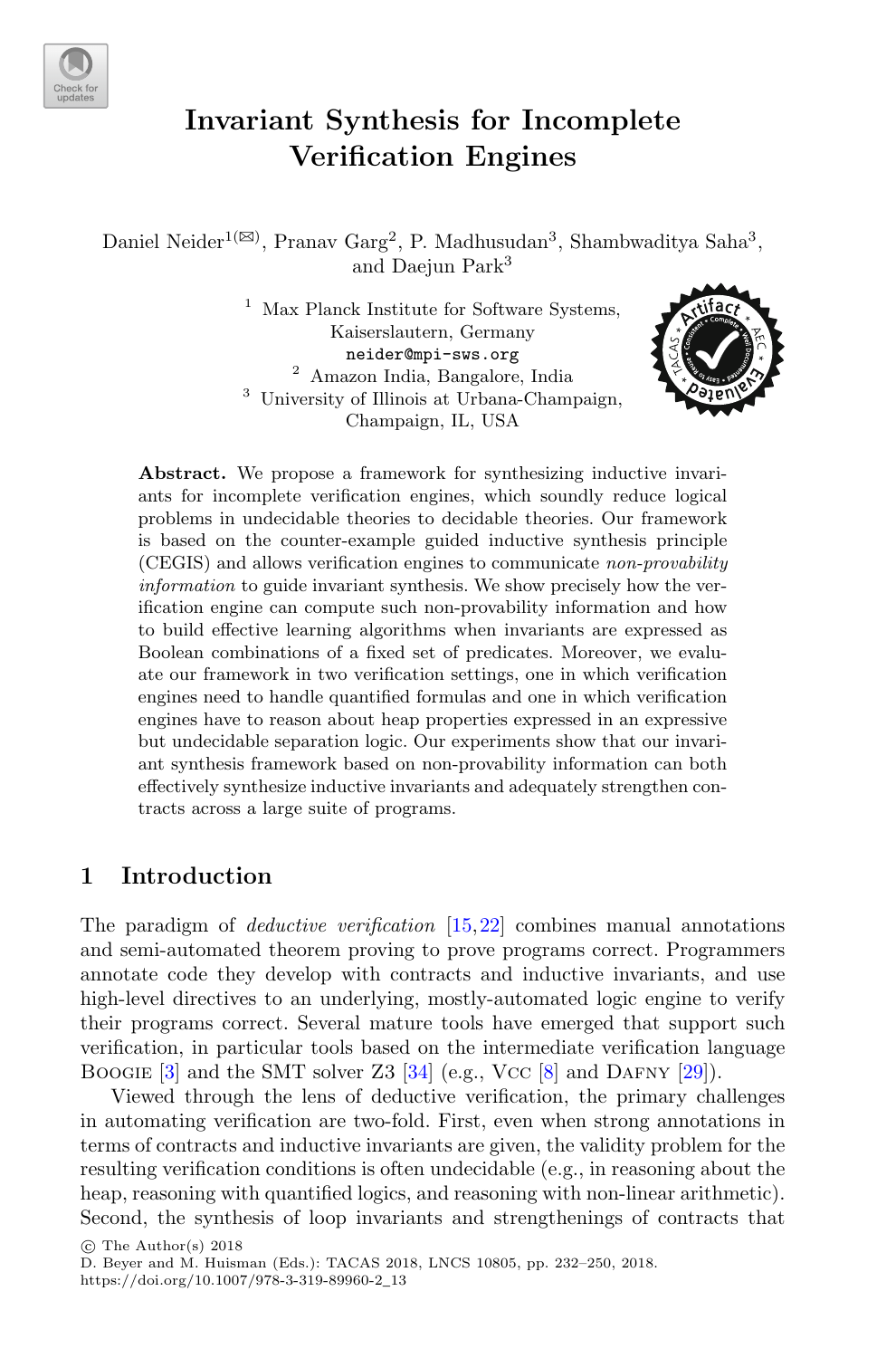# Invariant Synthesis for Incomplete Verification Engines

Daniel Neider[1](✉), Pranav Garg[2], P. Madhusudan[3], Shambwaditya Saha[3], and Daejun Park[3]

[1] Max Planck Institute for Software Systems, Kaiserslautern, Germany
neider@mpi-sws.org

[2] Amazon India, Bangalore, India

[3] University of Illinois at Urbana-Champaign, Champaign, IL, USA

**Abstract.** We propose a framework for synthesizing inductive invariants for incomplete verification engines, which soundly reduce logical problems in undecidable theories to decidable theories. Our framework is based on the counter-example guided inductive synthesis principle (CEGIS) and allows verification engines to communicate *non-provability information* to guide invariant synthesis. We show precisely how the verification engine can compute such non-provability information and how to build effective learning algorithms when invariants are expressed as Boolean combinations of a fixed set of predicates. Moreover, we evaluate our framework in two verification settings, one in which verification engines need to handle quantified formulas and one in which verification engines have to reason about heap properties expressed in an expressive but undecidable separation logic. Our experiments show that our invariant synthesis framework based on non-provability information can both effectively synthesize inductive invariants and adequately strengthen contracts across a large suite of programs.

## 1 Introduction

The paradigm of *deductive verification* [15,22] combines manual annotations and semi-automated theorem proving to prove programs correct. Programmers annotate code they develop with contracts and inductive invariants, and use high-level directives to an underlying, mostly-automated logic engine to verify their programs correct. Several mature tools have emerged that support such verification, in particular tools based on the intermediate verification language Boogie [3] and the SMT solver Z3 [34] (e.g., Vcc [8] and Dafny [29]).

Viewed through the lens of deductive verification, the primary challenges in automating verification are two-fold. First, even when strong annotations in terms of contracts and inductive invariants are given, the validity problem for the resulting verification conditions is often undecidable (e.g., in reasoning about the heap, reasoning with quantified logics, and reasoning with non-linear arithmetic). Second, the synthesis of loop invariants and strengthenings of contracts that

© The Author(s) 2018
D. Beyer and M. Huisman (Eds.): TACAS 2018, LNCS 10805, pp. 232–250, 2018.
https://doi.org/10.1007/978-3-319-89960-2_13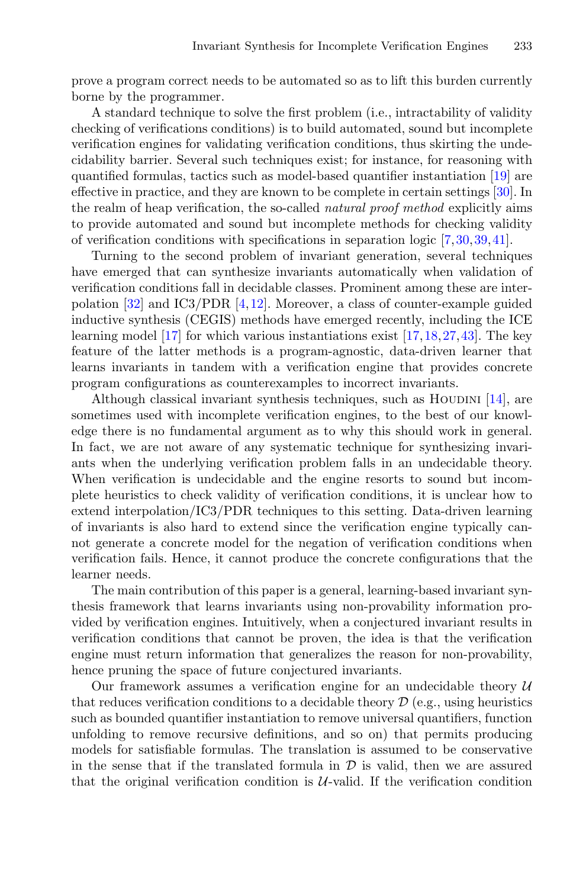prove a program correct needs to be automated so as to lift this burden currently borne by the programmer.

A standard technique to solve the first problem (i.e., intractability of validity checking of verifications conditions) is to build automated, sound but incomplete verification engines for validating verification conditions, thus skirting the undecidability barrier. Several such techniques exist; for instance, for reasoning with quantified formulas, tactics such as model-based quantifier instantiation [19] are effective in practice, and they are known to be complete in certain settings [30]. In the realm of heap verification, the so-called *natural proof method* explicitly aims to provide automated and sound but incomplete methods for checking validity of verification conditions with specifications in separation logic [7,30,39,41].

Turning to the second problem of invariant generation, several techniques have emerged that can synthesize invariants automatically when validation of verification conditions fall in decidable classes. Prominent among these are interpolation [32] and IC3/PDR [4,12]. Moreover, a class of counter-example guided inductive synthesis (CEGIS) methods have emerged recently, including the ICE learning model [17] for which various instantiations exist [17,18,27,43]. The key feature of the latter methods is a program-agnostic, data-driven learner that learns invariants in tandem with a verification engine that provides concrete program configurations as counterexamples to incorrect invariants.

Although classical invariant synthesis techniques, such as Houdini [14], are sometimes used with incomplete verification engines, to the best of our knowledge there is no fundamental argument as to why this should work in general. In fact, we are not aware of any systematic technique for synthesizing invariants when the underlying verification problem falls in an undecidable theory. When verification is undecidable and the engine resorts to sound but incomplete heuristics to check validity of verification conditions, it is unclear how to extend interpolation/IC3/PDR techniques to this setting. Data-driven learning of invariants is also hard to extend since the verification engine typically cannot generate a concrete model for the negation of verification conditions when verification fails. Hence, it cannot produce the concrete configurations that the learner needs.

The main contribution of this paper is a general, learning-based invariant synthesis framework that learns invariants using non-provability information provided by verification engines. Intuitively, when a conjectured invariant results in verification conditions that cannot be proven, the idea is that the verification engine must return information that generalizes the reason for non-provability, hence pruning the space of future conjectured invariants.

Our framework assumes a verification engine for an undecidable theory $\mathcal{U}$ that reduces verification conditions to a decidable theory $\mathcal{D}$ (e.g., using heuristics such as bounded quantifier instantiation to remove universal quantifiers, function unfolding to remove recursive definitions, and so on) that permits producing models for satisfiable formulas. The translation is assumed to be conservative in the sense that if the translated formula in $\mathcal{D}$ is valid, then we are assured that the original verification condition is $\mathcal{U}$-valid. If the verification condition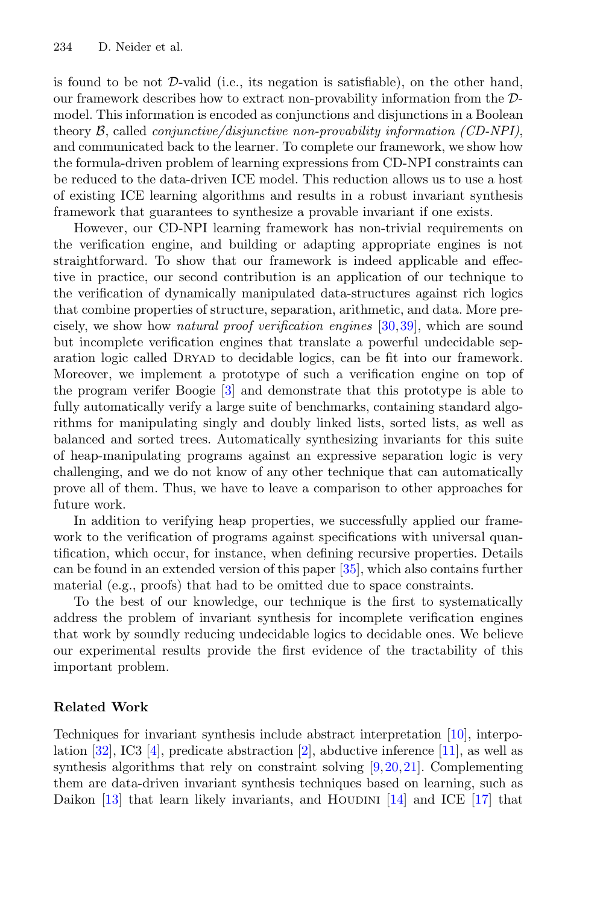is found to be not $\mathcal{D}$-valid (i.e., its negation is satisfiable), on the other hand, our framework describes how to extract non-provability information from the $\mathcal{D}$-model. This information is encoded as conjunctions and disjunctions in a Boolean theory $\mathcal{B}$, called *conjunctive/disjunctive non-provability information (CD-NPI)*, and communicated back to the learner. To complete our framework, we show how the formula-driven problem of learning expressions from CD-NPI constraints can be reduced to the data-driven ICE model. This reduction allows us to use a host of existing ICE learning algorithms and results in a robust invariant synthesis framework that guarantees to synthesize a provable invariant if one exists.

However, our CD-NPI learning framework has non-trivial requirements on the verification engine, and building or adapting appropriate engines is not straightforward. To show that our framework is indeed applicable and effective in practice, our second contribution is an application of our technique to the verification of dynamically manipulated data-structures against rich logics that combine properties of structure, separation, arithmetic, and data. More precisely, we show how *natural proof verification engines* [30,39], which are sound but incomplete verification engines that translate a powerful undecidable separation logic called DRYAD to decidable logics, can be fit into our framework. Moreover, we implement a prototype of such a verification engine on top of the program verifer Boogie [3] and demonstrate that this prototype is able to fully automatically verify a large suite of benchmarks, containing standard algorithms for manipulating singly and doubly linked lists, sorted lists, as well as balanced and sorted trees. Automatically synthesizing invariants for this suite of heap-manipulating programs against an expressive separation logic is very challenging, and we do not know of any other technique that can automatically prove all of them. Thus, we have to leave a comparison to other approaches for future work.

In addition to verifying heap properties, we successfully applied our framework to the verification of programs against specifications with universal quantification, which occur, for instance, when defining recursive properties. Details can be found in an extended version of this paper [35], which also contains further material (e.g., proofs) that had to be omitted due to space constraints.

To the best of our knowledge, our technique is the first to systematically address the problem of invariant synthesis for incomplete verification engines that work by soundly reducing undecidable logics to decidable ones. We believe our experimental results provide the first evidence of the tractability of this important problem.

**Related Work**

Techniques for invariant synthesis include abstract interpretation [10], interpolation [32], IC3 [4], predicate abstraction [2], abductive inference [11], as well as synthesis algorithms that rely on constraint solving [9,20,21]. Complementing them are data-driven invariant synthesis techniques based on learning, such as Daikon [13] that learn likely invariants, and HOUDINI [14] and ICE [17] that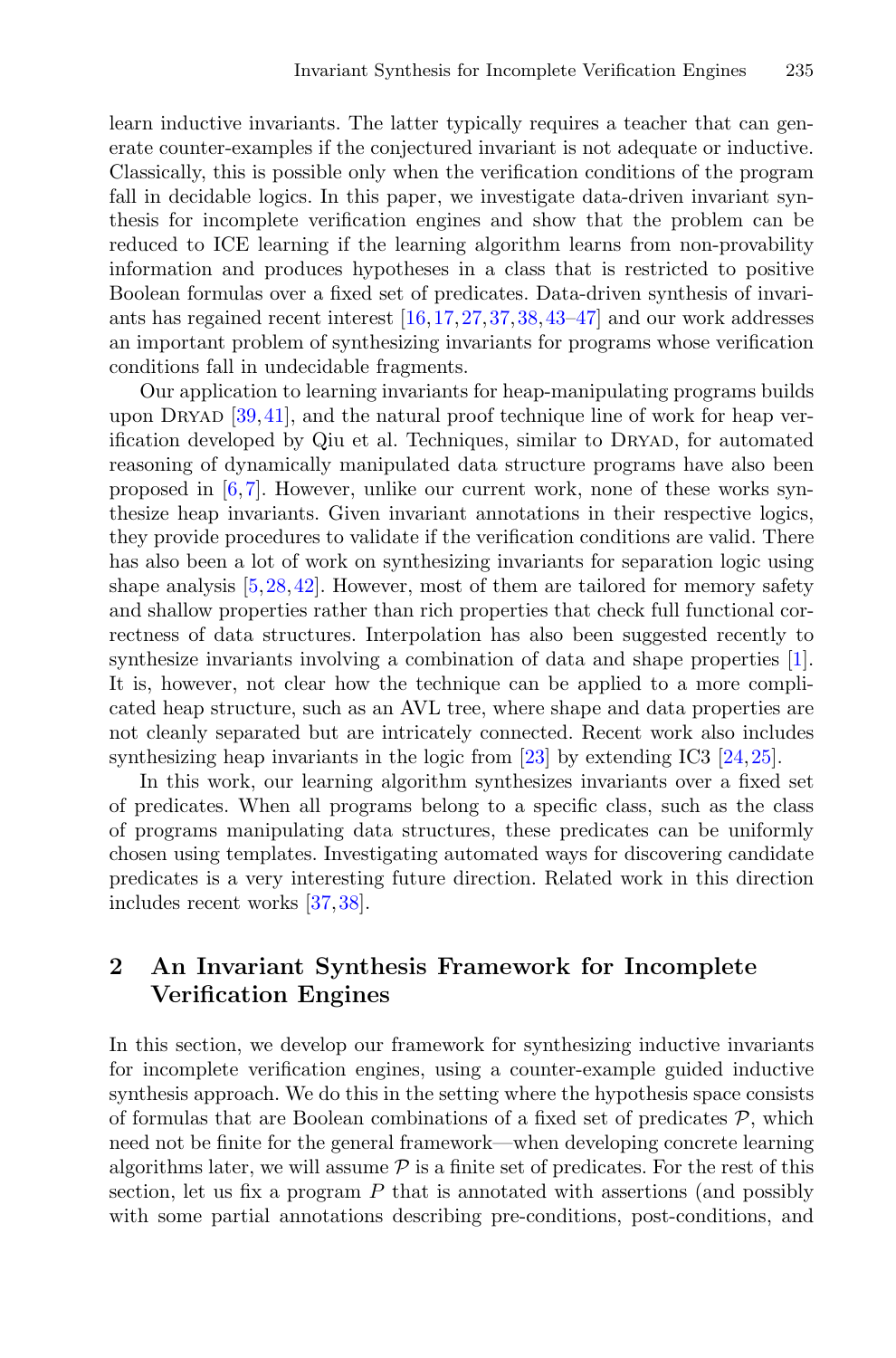learn inductive invariants. The latter typically requires a teacher that can generate counter-examples if the conjectured invariant is not adequate or inductive. Classically, this is possible only when the verification conditions of the program fall in decidable logics. In this paper, we investigate data-driven invariant synthesis for incomplete verification engines and show that the problem can be reduced to ICE learning if the learning algorithm learns from non-provability information and produces hypotheses in a class that is restricted to positive Boolean formulas over a fixed set of predicates. Data-driven synthesis of invariants has regained recent interest [16,17,27,37,38,43–47] and our work addresses an important problem of synthesizing invariants for programs whose verification conditions fall in undecidable fragments.

Our application to learning invariants for heap-manipulating programs builds upon Dryad [39,41], and the natural proof technique line of work for heap verification developed by Qiu et al. Techniques, similar to Dryad, for automated reasoning of dynamically manipulated data structure programs have also been proposed in [6,7]. However, unlike our current work, none of these works synthesize heap invariants. Given invariant annotations in their respective logics, they provide procedures to validate if the verification conditions are valid. There has also been a lot of work on synthesizing invariants for separation logic using shape analysis [5,28,42]. However, most of them are tailored for memory safety and shallow properties rather than rich properties that check full functional correctness of data structures. Interpolation has also been suggested recently to synthesize invariants involving a combination of data and shape properties [1]. It is, however, not clear how the technique can be applied to a more complicated heap structure, such as an AVL tree, where shape and data properties are not cleanly separated but are intricately connected. Recent work also includes synthesizing heap invariants in the logic from [23] by extending IC3 [24,25].

In this work, our learning algorithm synthesizes invariants over a fixed set of predicates. When all programs belong to a specific class, such as the class of programs manipulating data structures, these predicates can be uniformly chosen using templates. Investigating automated ways for discovering candidate predicates is a very interesting future direction. Related work in this direction includes recent works [37,38].

## 2 An Invariant Synthesis Framework for Incomplete Verification Engines

In this section, we develop our framework for synthesizing inductive invariants for incomplete verification engines, using a counter-example guided inductive synthesis approach. We do this in the setting where the hypothesis space consists of formulas that are Boolean combinations of a fixed set of predicates $\mathcal{P}$, which need not be finite for the general framework—when developing concrete learning algorithms later, we will assume $\mathcal{P}$ is a finite set of predicates. For the rest of this section, let us fix a program $P$ that is annotated with assertions (and possibly with some partial annotations describing pre-conditions, post-conditions, and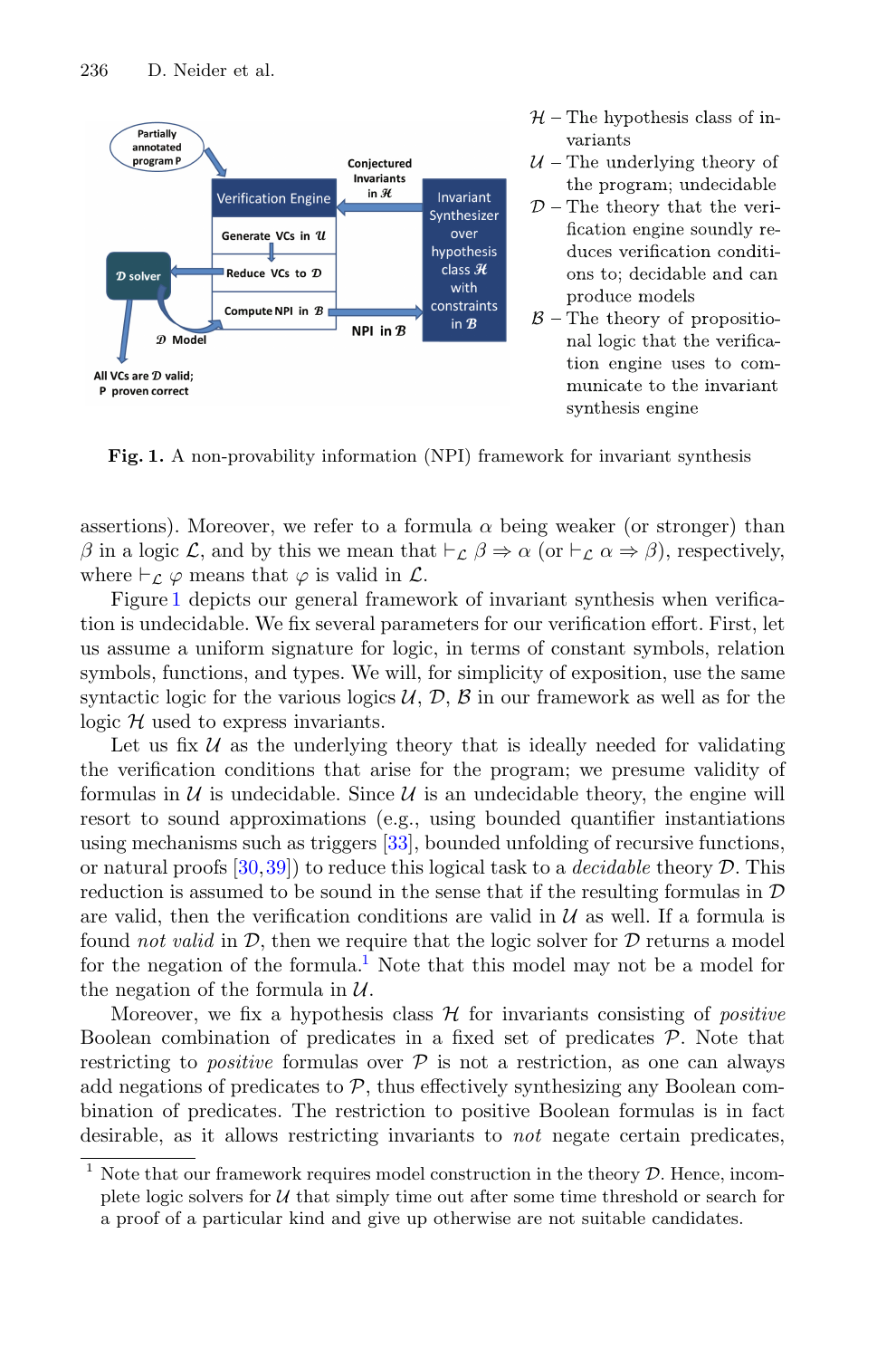$\mathcal{H}$ – The hypothesis class of invariants

$\mathcal{U}$ – The underlying theory of the program; undecidable

$\mathcal{D}$ – The theory that the verification engine soundly reduces verification conditions to; decidable and can produce models

$\mathcal{B}$ – The theory of propositional logic that the verification engine uses to communicate to the invariant synthesis engine

**Fig. 1.** A non-provability information (NPI) framework for invariant synthesis

assertions). Moreover, we refer to a formula $\alpha$ being weaker (or stronger) than $\beta$ in a logic $\mathcal{L}$, and by this we mean that $\vdash_{\mathcal{L}} \beta \Rightarrow \alpha$ (or $\vdash_{\mathcal{L}} \alpha \Rightarrow \beta$), respectively, where $\vdash_{\mathcal{L}} \varphi$ means that $\varphi$ is valid in $\mathcal{L}$.

Figure 1 depicts our general framework of invariant synthesis when verification is undecidable. We fix several parameters for our verification effort. First, let us assume a uniform signature for logic, in terms of constant symbols, relation symbols, functions, and types. We will, for simplicity of exposition, use the same syntactic logic for the various logics $\mathcal{U}$, $\mathcal{D}$, $\mathcal{B}$ in our framework as well as for the logic $\mathcal{H}$ used to express invariants.

Let us fix $\mathcal{U}$ as the underlying theory that is ideally needed for validating the verification conditions that arise for the program; we presume validity of formulas in $\mathcal{U}$ is undecidable. Since $\mathcal{U}$ is an undecidable theory, the engine will resort to sound approximations (e.g., using bounded quantifier instantiations using mechanisms such as triggers [33], bounded unfolding of recursive functions, or natural proofs [30,39]) to reduce this logical task to a *decidable* theory $\mathcal{D}$. This reduction is assumed to be sound in the sense that if the resulting formulas in $\mathcal{D}$ are valid, then the verification conditions are valid in $\mathcal{U}$ as well. If a formula is found *not valid* in $\mathcal{D}$, then we require that the logic solver for $\mathcal{D}$ returns a model for the negation of the formula.[1] Note that this model may not be a model for the negation of the formula in $\mathcal{U}$.

Moreover, we fix a hypothesis class $\mathcal{H}$ for invariants consisting of *positive* Boolean combination of predicates in a fixed set of predicates $\mathcal{P}$. Note that restricting to *positive* formulas over $\mathcal{P}$ is not a restriction, as one can always add negations of predicates to $\mathcal{P}$, thus effectively synthesizing any Boolean combination of predicates. The restriction to positive Boolean formulas is in fact desirable, as it allows restricting invariants to *not* negate certain predicates,

[1] Note that our framework requires model construction in the theory $\mathcal{D}$. Hence, incomplete logic solvers for $\mathcal{U}$ that simply time out after some time threshold or search for a proof of a particular kind and give up otherwise are not suitable candidates.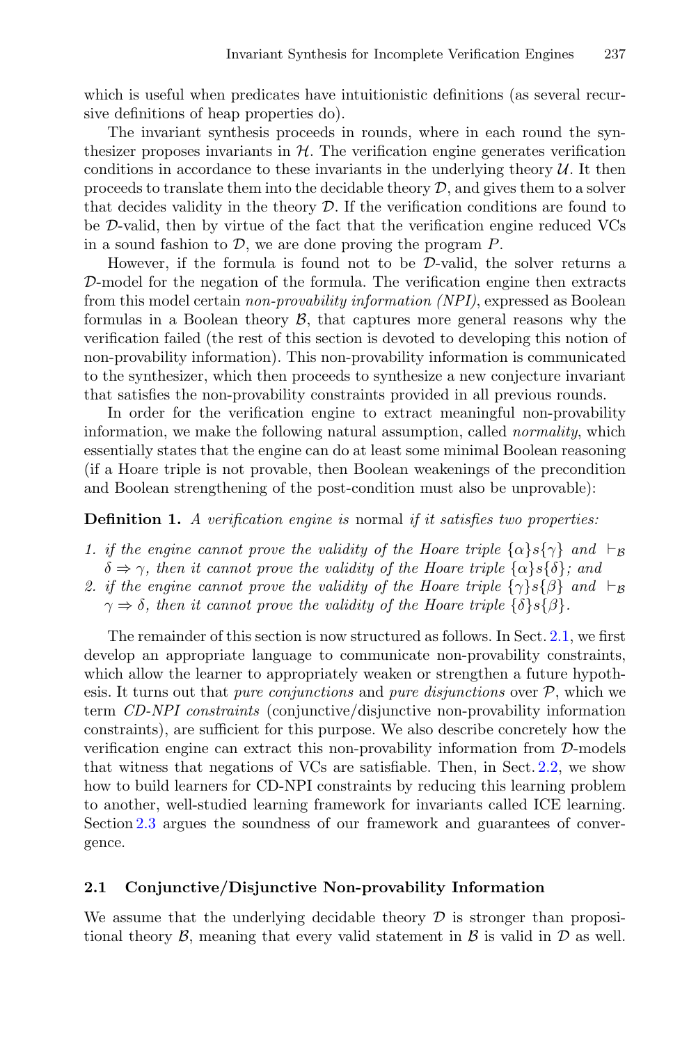which is useful when predicates have intuitionistic definitions (as several recursive definitions of heap properties do).

The invariant synthesis proceeds in rounds, where in each round the synthesizer proposes invariants in $\mathcal{H}$. The verification engine generates verification conditions in accordance to these invariants in the underlying theory $\mathcal{U}$. It then proceeds to translate them into the decidable theory $\mathcal{D}$, and gives them to a solver that decides validity in the theory $\mathcal{D}$. If the verification conditions are found to be $\mathcal{D}$-valid, then by virtue of the fact that the verification engine reduced VCs in a sound fashion to $\mathcal{D}$, we are done proving the program $P$.

However, if the formula is found not to be $\mathcal{D}$-valid, the solver returns a $\mathcal{D}$-model for the negation of the formula. The verification engine then extracts from this model certain *non-provability information (NPI)*, expressed as Boolean formulas in a Boolean theory $\mathcal{B}$, that captures more general reasons why the verification failed (the rest of this section is devoted to developing this notion of non-provability information). This non-provability information is communicated to the synthesizer, which then proceeds to synthesize a new conjecture invariant that satisfies the non-provability constraints provided in all previous rounds.

In order for the verification engine to extract meaningful non-provability information, we make the following natural assumption, called *normality*, which essentially states that the engine can do at least some minimal Boolean reasoning (if a Hoare triple is not provable, then Boolean weakenings of the precondition and Boolean strengthening of the post-condition must also be unprovable):

**Definition 1.** *A verification engine is* normal *if it satisfies two properties:*

1. *if the engine cannot prove the validity of the Hoare triple* $\{\alpha\}s\{\gamma\}$ *and* $\vdash_{\mathcal{B}} \delta \Rightarrow \gamma$*, then it cannot prove the validity of the Hoare triple* $\{\alpha\}s\{\delta\}$*; and*
2. *if the engine cannot prove the validity of the Hoare triple* $\{\gamma\}s\{\beta\}$ *and* $\vdash_{\mathcal{B}} \gamma \Rightarrow \delta$*, then it cannot prove the validity of the Hoare triple* $\{\delta\}s\{\beta\}$*.*

The remainder of this section is now structured as follows. In Sect. 2.1, we first develop an appropriate language to communicate non-provability constraints, which allow the learner to appropriately weaken or strengthen a future hypothesis. It turns out that *pure conjunctions* and *pure disjunctions* over $\mathcal{P}$, which we term *CD-NPI constraints* (conjunctive/disjunctive non-provability information constraints), are sufficient for this purpose. We also describe concretely how the verification engine can extract this non-provability information from $\mathcal{D}$-models that witness that negations of VCs are satisfiable. Then, in Sect. 2.2, we show how to build learners for CD-NPI constraints by reducing this learning problem to another, well-studied learning framework for invariants called ICE learning. Section 2.3 argues the soundness of our framework and guarantees of convergence.

### 2.1 Conjunctive/Disjunctive Non-provability Information

We assume that the underlying decidable theory $\mathcal{D}$ is stronger than propositional theory $\mathcal{B}$, meaning that every valid statement in $\mathcal{B}$ is valid in $\mathcal{D}$ as well.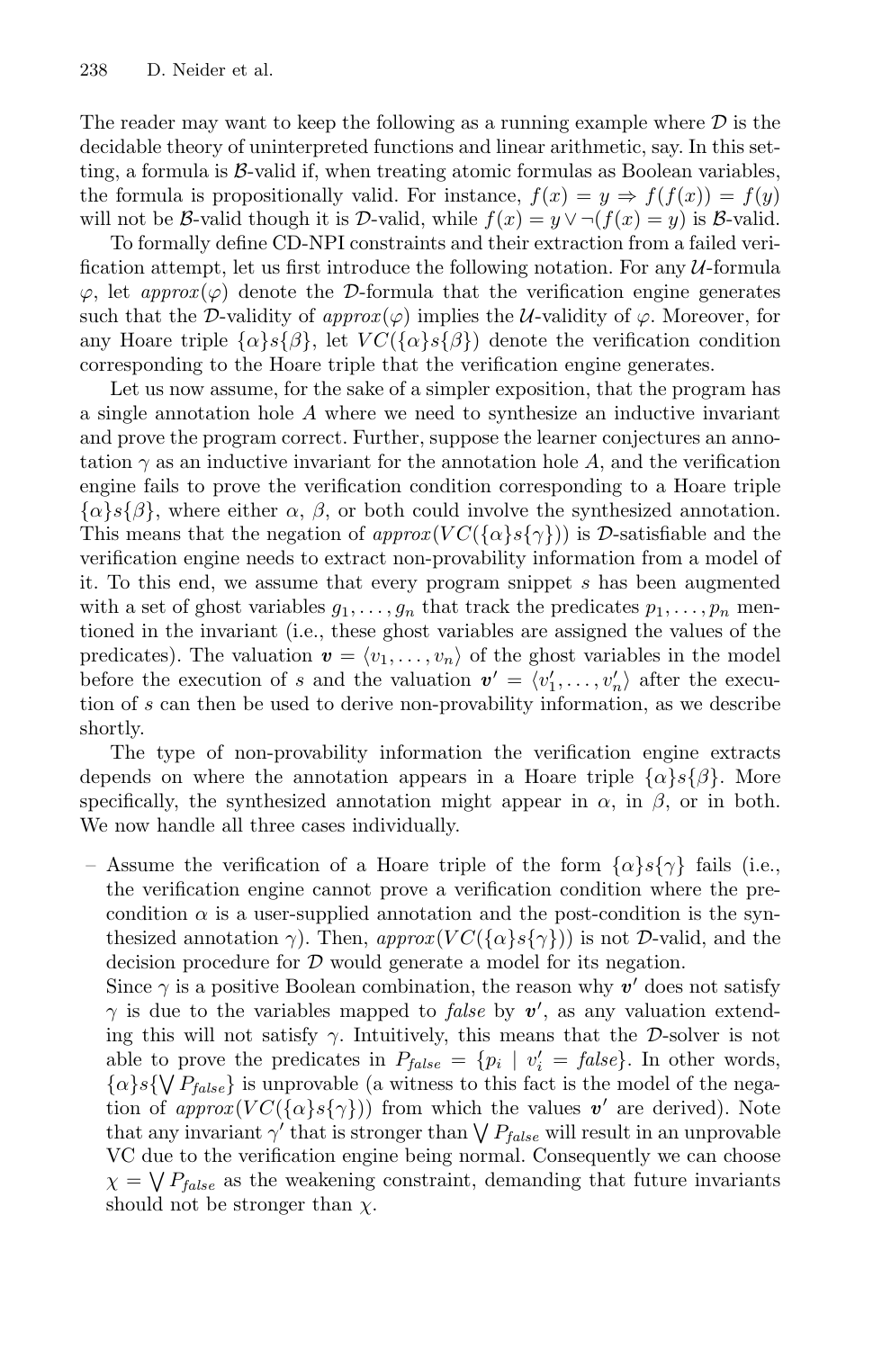The reader may want to keep the following as a running example where $\mathcal{D}$ is the decidable theory of uninterpreted functions and linear arithmetic, say. In this setting, a formula is $\mathcal{B}$-valid if, when treating atomic formulas as Boolean variables, the formula is propositionally valid. For instance, $f(x) = y \Rightarrow f(f(x)) = f(y)$ will not be $\mathcal{B}$-valid though it is $\mathcal{D}$-valid, while $f(x) = y \vee \neg(f(x) = y)$ is $\mathcal{B}$-valid.

To formally define CD-NPI constraints and their extraction from a failed verification attempt, let us first introduce the following notation. For any $\mathcal{U}$-formula $\varphi$, let $approx(\varphi)$ denote the $\mathcal{D}$-formula that the verification engine generates such that the $\mathcal{D}$-validity of $approx(\varphi)$ implies the $\mathcal{U}$-validity of $\varphi$. Moreover, for any Hoare triple $\{\alpha\}s\{\beta\}$, let $VC(\{\alpha\}s\{\beta\})$ denote the verification condition corresponding to the Hoare triple that the verification engine generates.

Let us now assume, for the sake of a simpler exposition, that the program has a single annotation hole $A$ where we need to synthesize an inductive invariant and prove the program correct. Further, suppose the learner conjectures an annotation $\gamma$ as an inductive invariant for the annotation hole $A$, and the verification engine fails to prove the verification condition corresponding to a Hoare triple $\{\alpha\}s\{\beta\}$, where either $\alpha$, $\beta$, or both could involve the synthesized annotation. This means that the negation of $approx(VC(\{\alpha\}s\{\gamma\}))$ is $\mathcal{D}$-satisfiable and the verification engine needs to extract non-provability information from a model of it. To this end, we assume that every program snippet $s$ has been augmented with a set of ghost variables $g_1, \ldots, g_n$ that track the predicates $p_1, \ldots, p_n$ mentioned in the invariant (i.e., these ghost variables are assigned the values of the predicates). The valuation $\boldsymbol{v} = \langle v_1, \ldots, v_n \rangle$ of the ghost variables in the model before the execution of $s$ and the valuation $\boldsymbol{v'} = \langle v'_1, \ldots, v'_n \rangle$ after the execution of $s$ can then be used to derive non-provability information, as we describe shortly.

The type of non-provability information the verification engine extracts depends on where the annotation appears in a Hoare triple $\{\alpha\}s\{\beta\}$. More specifically, the synthesized annotation might appear in $\alpha$, in $\beta$, or in both. We now handle all three cases individually.

- Assume the verification of a Hoare triple of the form $\{\alpha\}s\{\gamma\}$ fails (i.e., the verification engine cannot prove a verification condition where the pre-condition $\alpha$ is a user-supplied annotation and the post-condition is the synthesized annotation $\gamma$). Then, $approx(VC(\{\alpha\}s\{\gamma\}))$ is not $\mathcal{D}$-valid, and the decision procedure for $\mathcal{D}$ would generate a model for its negation.
  Since $\gamma$ is a positive Boolean combination, the reason why $\boldsymbol{v'}$ does not satisfy $\gamma$ is due to the variables mapped to *false* by $\boldsymbol{v'}$, as any valuation extending this will not satisfy $\gamma$. Intuitively, this means that the $\mathcal{D}$-solver is not able to prove the predicates in $P_{false} = \{p_i \mid v'_i = \mathit{false}\}$. In other words, $\{\alpha\}s\{\bigvee P_{false}\}$ is unprovable (a witness to this fact is the model of the negation of $approx(VC(\{\alpha\}s\{\gamma\}))$ from which the values $\boldsymbol{v'}$ are derived). Note that any invariant $\gamma'$ that is stronger than $\bigvee P_{false}$ will result in an unprovable VC due to the verification engine being normal. Consequently we can choose $\chi = \bigvee P_{false}$ as the weakening constraint, demanding that future invariants should not be stronger than $\chi$.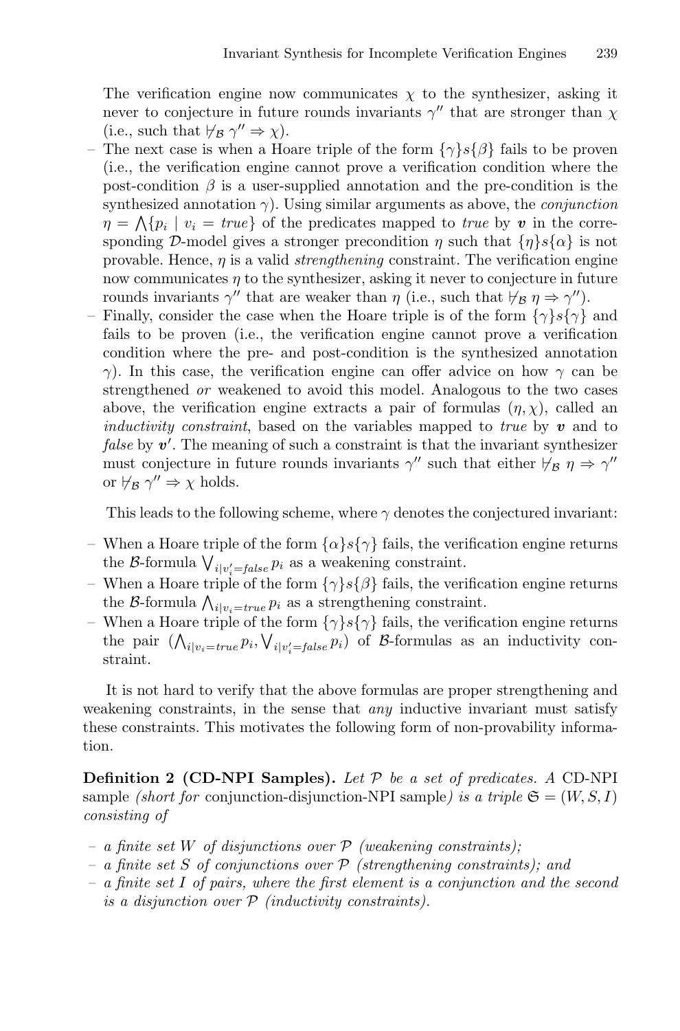The verification engine now communicates $\chi$ to the synthesizer, asking it never to conjecture in future rounds invariants $\gamma''$ that are stronger than $\chi$ (i.e., such that $\not\vdash_{\mathcal{B}} \gamma'' \Rightarrow \chi$).

- The next case is when a Hoare triple of the form $\{\gamma\}s\{\beta\}$ fails to be proven (i.e., the verification engine cannot prove a verification condition where the post-condition $\beta$ is a user-supplied annotation and the pre-condition is the synthesized annotation $\gamma$). Using similar arguments as above, the *conjunction* $\eta = \bigwedge\{p_i \mid v_i = \mathit{true}\}$ of the predicates mapped to *true* by $\boldsymbol{v}$ in the corresponding $\mathcal{D}$-model gives a stronger precondition $\eta$ such that $\{\eta\}s\{\alpha\}$ is not provable. Hence, $\eta$ is a valid *strengthening* constraint. The verification engine now communicates $\eta$ to the synthesizer, asking it never to conjecture in future rounds invariants $\gamma''$ that are weaker than $\eta$ (i.e., such that $\not\vdash_{\mathcal{B}} \eta \Rightarrow \gamma''$).
- Finally, consider the case when the Hoare triple is of the form $\{\gamma\}s\{\gamma\}$ and fails to be proven (i.e., the verification engine cannot prove a verification condition where the pre- and post-condition is the synthesized annotation $\gamma$). In this case, the verification engine can offer advice on how $\gamma$ can be strengthened *or* weakened to avoid this model. Analogous to the two cases above, the verification engine extracts a pair of formulas $(\eta, \chi)$, called an *inductivity constraint*, based on the variables mapped to *true* by $\boldsymbol{v}$ and to *false* by $\boldsymbol{v'}$. The meaning of such a constraint is that the invariant synthesizer must conjecture in future rounds invariants $\gamma''$ such that either $\not\vdash_{\mathcal{B}} \eta \Rightarrow \gamma''$ or $\not\vdash_{\mathcal{B}} \gamma'' \Rightarrow \chi$ holds.

This leads to the following scheme, where $\gamma$ denotes the conjectured invariant:

- When a Hoare triple of the form $\{\alpha\}s\{\gamma\}$ fails, the verification engine returns the $\mathcal{B}$-formula $\bigvee_{i|v'_i=\mathit{false}} p_i$ as a weakening constraint.
- When a Hoare triple of the form $\{\gamma\}s\{\beta\}$ fails, the verification engine returns the $\mathcal{B}$-formula $\bigwedge_{i|v_i=\mathit{true}} p_i$ as a strengthening constraint.
- When a Hoare triple of the form $\{\gamma\}s\{\gamma\}$ fails, the verification engine returns the pair $(\bigwedge_{i|v_i=\mathit{true}} p_i, \bigvee_{i|v'_i=\mathit{false}} p_i)$ of $\mathcal{B}$-formulas as an inductivity constraint.

It is not hard to verify that the above formulas are proper strengthening and weakening constraints, in the sense that *any* inductive invariant must satisfy these constraints. This motivates the following form of non-provability information.

**Definition 2 (CD-NPI Samples).** *Let $\mathcal{P}$ be a set of predicates. A* CD-NPI sample *(short for* conjunction-disjunction-NPI sample*) is a triple $\mathfrak{S} = (W, S, I)$ consisting of*

- *a finite set $W$ of disjunctions over $\mathcal{P}$ (weakening constraints);*
- *a finite set $S$ of conjunctions over $\mathcal{P}$ (strengthening constraints); and*
- *a finite set $I$ of pairs, where the first element is a conjunction and the second is a disjunction over $\mathcal{P}$ (inductivity constraints).*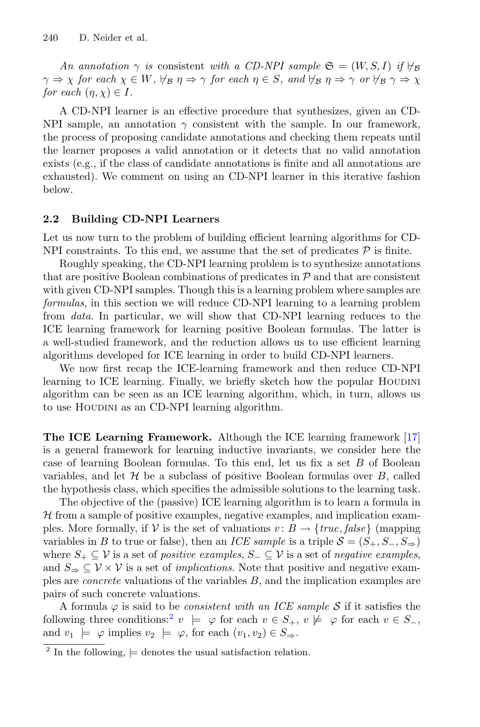*An annotation $\gamma$ is* consistent *with a CD-NPI sample $\mathfrak{S} = (W, S, I)$ if $\not\models_{\mathcal{B}} \gamma \Rightarrow \chi$ for each $\chi \in W$, $\not\models_{\mathcal{B}} \eta \Rightarrow \gamma$ for each $\eta \in S$, and $\not\models_{\mathcal{B}} \eta \Rightarrow \gamma$ or $\not\models_{\mathcal{B}} \gamma \Rightarrow \chi$ for each $(\eta, \chi) \in I$.*

A CD-NPI learner is an effective procedure that synthesizes, given an CD-NPI sample, an annotation $\gamma$ consistent with the sample. In our framework, the process of proposing candidate annotations and checking them repeats until the learner proposes a valid annotation or it detects that no valid annotation exists (e.g., if the class of candidate annotations is finite and all annotations are exhausted). We comment on using an CD-NPI learner in this iterative fashion below.

### 2.2 Building CD-NPI Learners

Let us now turn to the problem of building efficient learning algorithms for CD-NPI constraints. To this end, we assume that the set of predicates $\mathcal{P}$ is finite.

Roughly speaking, the CD-NPI learning problem is to synthesize annotations that are positive Boolean combinations of predicates in $\mathcal{P}$ and that are consistent with given CD-NPI samples. Though this is a learning problem where samples are *formulas*, in this section we will reduce CD-NPI learning to a learning problem from *data*. In particular, we will show that CD-NPI learning reduces to the ICE learning framework for learning positive Boolean formulas. The latter is a well-studied framework, and the reduction allows us to use efficient learning algorithms developed for ICE learning in order to build CD-NPI learners.

We now first recap the ICE-learning framework and then reduce CD-NPI learning to ICE learning. Finally, we briefly sketch how the popular HOUDINI algorithm can be seen as an ICE learning algorithm, which, in turn, allows us to use HOUDINI as an CD-NPI learning algorithm.

**The ICE Learning Framework.** Although the ICE learning framework [17] is a general framework for learning inductive invariants, we consider here the case of learning Boolean formulas. To this end, let us fix a set $B$ of Boolean variables, and let $\mathcal{H}$ be a subclass of positive Boolean formulas over $B$, called the hypothesis class, which specifies the admissible solutions to the learning task.

The objective of the (passive) ICE learning algorithm is to learn a formula in $\mathcal{H}$ from a sample of positive examples, negative examples, and implication examples. More formally, if $\mathcal{V}$ is the set of valuations $v \colon B \to \{\mathit{true}, \mathit{false}\}$ (mapping variables in $B$ to true or false), then an *ICE sample* is a triple $\mathcal{S} = (S_+, S_-, S_\Rightarrow)$ where $S_+ \subseteq \mathcal{V}$ is a set of *positive examples*, $S_- \subseteq \mathcal{V}$ is a set of *negative examples*, and $S_\Rightarrow \subseteq \mathcal{V} \times \mathcal{V}$ is a set of *implications*. Note that positive and negative examples are *concrete* valuations of the variables $B$, and the implication examples are pairs of such concrete valuations.

A formula $\varphi$ is said to be *consistent with an ICE sample* $\mathcal{S}$ if it satisfies the following three conditions:[2] $v \models \varphi$ for each $v \in S_+$, $v \not\models \varphi$ for each $v \in S_-$, and $v_1 \models \varphi$ implies $v_2 \models \varphi$, for each $(v_1, v_2) \in S_\Rightarrow$.

[2] In the following, $\models$ denotes the usual satisfaction relation.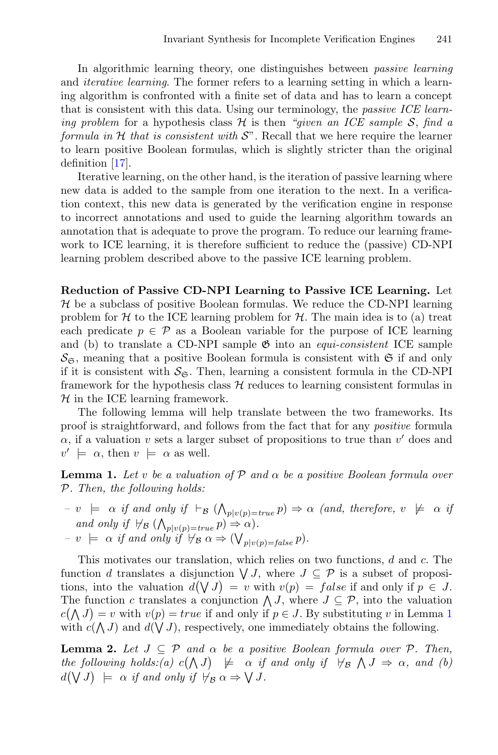In algorithmic learning theory, one distinguishes between *passive learning* and *iterative learning*. The former refers to a learning setting in which a learning algorithm is confronted with a finite set of data and has to learn a concept that is consistent with this data. Using our terminology, the *passive ICE learning problem* for a hypothesis class $\mathcal{H}$ is then *"given an ICE sample $\mathcal{S}$, find a formula in $\mathcal{H}$ that is consistent with $\mathcal{S}$"*. Recall that we here require the learner to learn positive Boolean formulas, which is slightly stricter than the original definition [17].

Iterative learning, on the other hand, is the iteration of passive learning where new data is added to the sample from one iteration to the next. In a verification context, this new data is generated by the verification engine in response to incorrect annotations and used to guide the learning algorithm towards an annotation that is adequate to prove the program. To reduce our learning framework to ICE learning, it is therefore sufficient to reduce the (passive) CD-NPI learning problem described above to the passive ICE learning problem.

**Reduction of Passive CD-NPI Learning to Passive ICE Learning.** Let $\mathcal{H}$ be a subclass of positive Boolean formulas. We reduce the CD-NPI learning problem for $\mathcal{H}$ to the ICE learning problem for $\mathcal{H}$. The main idea is to (a) treat each predicate $p \in \mathcal{P}$ as a Boolean variable for the purpose of ICE learning and (b) to translate a CD-NPI sample $\mathfrak{S}$ into an *equi-consistent* ICE sample $\mathcal{S}_{\mathfrak{S}}$, meaning that a positive Boolean formula is consistent with $\mathfrak{S}$ if and only if it is consistent with $\mathcal{S}_{\mathfrak{S}}$. Then, learning a consistent formula in the CD-NPI framework for the hypothesis class $\mathcal{H}$ reduces to learning consistent formulas in $\mathcal{H}$ in the ICE learning framework.

The following lemma will help translate between the two frameworks. Its proof is straightforward, and follows from the fact that for any *positive* formula $\alpha$, if a valuation $v$ sets a larger subset of propositions to true than $v'$ does and $v' \models \alpha$, then $v \models \alpha$ as well.

**Lemma 1.** *Let $v$ be a valuation of $\mathcal{P}$ and $\alpha$ be a positive Boolean formula over $\mathcal{P}$. Then, the following holds:*

- *$v \models \alpha$ if and only if $\vdash_{\mathcal{B}} (\bigwedge_{p|v(p)=true} p) \Rightarrow \alpha$ (and, therefore, $v \not\models \alpha$ if and only if $\not\vdash_{\mathcal{B}} (\bigwedge_{p|v(p)=true} p) \Rightarrow \alpha$).*
- *$v \models \alpha$ if and only if $\not\vdash_{\mathcal{B}} \alpha \Rightarrow (\bigvee_{p|v(p)=false} p)$.*

This motivates our translation, which relies on two functions, $d$ and $c$. The function $d$ translates a disjunction $\bigvee J$, where $J \subseteq \mathcal{P}$ is a subset of propositions, into the valuation $d(\bigvee J) = v$ with $v(p) = false$ if and only if $p \in J$. The function $c$ translates a conjunction $\bigwedge J$, where $J \subseteq \mathcal{P}$, into the valuation $c(\bigwedge J) = v$ with $v(p) = true$ if and only if $p \in J$. By substituting $v$ in Lemma 1 with $c(\bigwedge J)$ and $d(\bigvee J)$, respectively, one immediately obtains the following.

**Lemma 2.** *Let $J \subseteq \mathcal{P}$ and $\alpha$ be a positive Boolean formula over $\mathcal{P}$. Then, the following holds:(a) $c(\bigwedge J) \not\models \alpha$ if and only if $\not\vdash_{\mathcal{B}} \bigwedge J \Rightarrow \alpha$, and (b) $d(\bigvee J) \models \alpha$ if and only if $\not\vdash_{\mathcal{B}} \alpha \Rightarrow \bigvee J$.*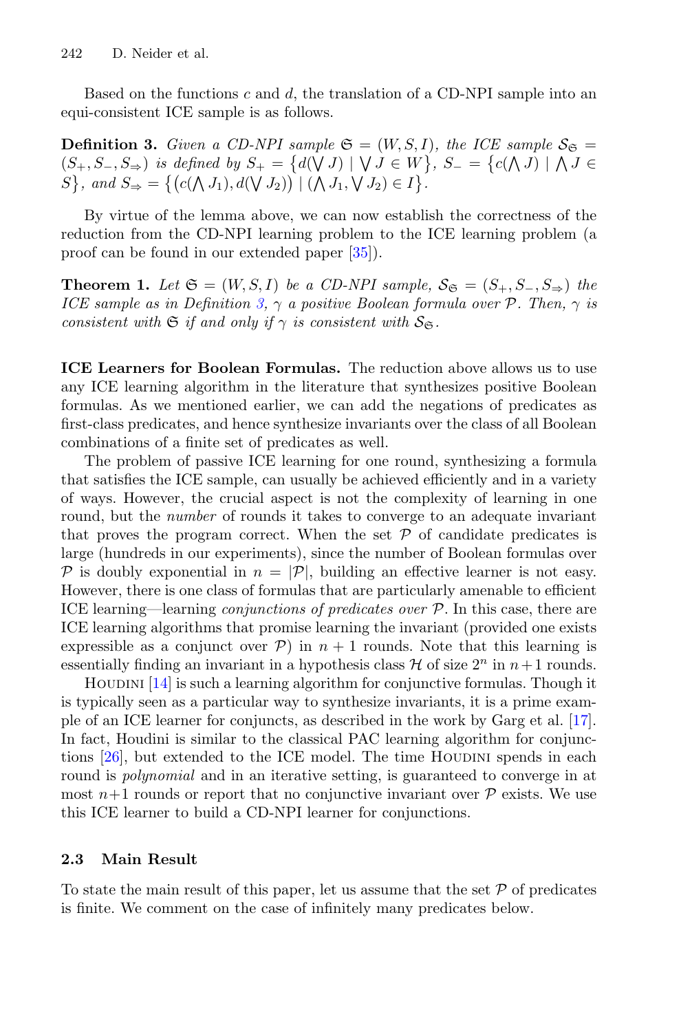Based on the functions $c$ and $d$, the translation of a CD-NPI sample into an equi-consistent ICE sample is as follows.

**Definition 3.** *Given a CD-NPI sample* $\mathfrak{S} = (W, S, I)$*, the ICE sample* $\mathcal{S}_{\mathfrak{S}} = (S_+, S_-, S_\Rightarrow)$ *is defined by* $S_+ = \{d(\bigvee J) \mid \bigvee J \in W\}$*,* $S_- = \{c(\bigwedge J) \mid \bigwedge J \in S\}$*, and* $S_\Rightarrow = \{(c(\bigwedge J_1), d(\bigvee J_2)) \mid (\bigwedge J_1, \bigvee J_2) \in I\}$*.*

By virtue of the lemma above, we can now establish the correctness of the reduction from the CD-NPI learning problem to the ICE learning problem (a proof can be found in our extended paper [35]).

**Theorem 1.** *Let* $\mathfrak{S} = (W, S, I)$ *be a CD-NPI sample,* $\mathcal{S}_{\mathfrak{S}} = (S_+, S_-, S_\Rightarrow)$ *the ICE sample as in Definition 3,* $\gamma$ *a positive Boolean formula over* $\mathcal{P}$*. Then,* $\gamma$ *is consistent with* $\mathfrak{S}$ *if and only if* $\gamma$ *is consistent with* $\mathcal{S}_{\mathfrak{S}}$*.*

**ICE Learners for Boolean Formulas.** The reduction above allows us to use any ICE learning algorithm in the literature that synthesizes positive Boolean formulas. As we mentioned earlier, we can add the negations of predicates as first-class predicates, and hence synthesize invariants over the class of all Boolean combinations of a finite set of predicates as well.

The problem of passive ICE learning for one round, synthesizing a formula that satisfies the ICE sample, can usually be achieved efficiently and in a variety of ways. However, the crucial aspect is not the complexity of learning in one round, but the *number* of rounds it takes to converge to an adequate invariant that proves the program correct. When the set $\mathcal{P}$ of candidate predicates is large (hundreds in our experiments), since the number of Boolean formulas over $\mathcal{P}$ is doubly exponential in $n = |\mathcal{P}|$, building an effective learner is not easy. However, there is one class of formulas that are particularly amenable to efficient ICE learning—learning *conjunctions of predicates over* $\mathcal{P}$. In this case, there are ICE learning algorithms that promise learning the invariant (provided one exists expressible as a conjunct over $\mathcal{P}$) in $n + 1$ rounds. Note that this learning is essentially finding an invariant in a hypothesis class $\mathcal{H}$ of size $2^n$ in $n+1$ rounds.

Houdini [14] is such a learning algorithm for conjunctive formulas. Though it is typically seen as a particular way to synthesize invariants, it is a prime example of an ICE learner for conjuncts, as described in the work by Garg et al. [17]. In fact, Houdini is similar to the classical PAC learning algorithm for conjunctions [26], but extended to the ICE model. The time Houdini spends in each round is *polynomial* and in an iterative setting, is guaranteed to converge in at most $n+1$ rounds or report that no conjunctive invariant over $\mathcal{P}$ exists. We use this ICE learner to build a CD-NPI learner for conjunctions.

### 2.3 Main Result

To state the main result of this paper, let us assume that the set $\mathcal{P}$ of predicates is finite. We comment on the case of infinitely many predicates below.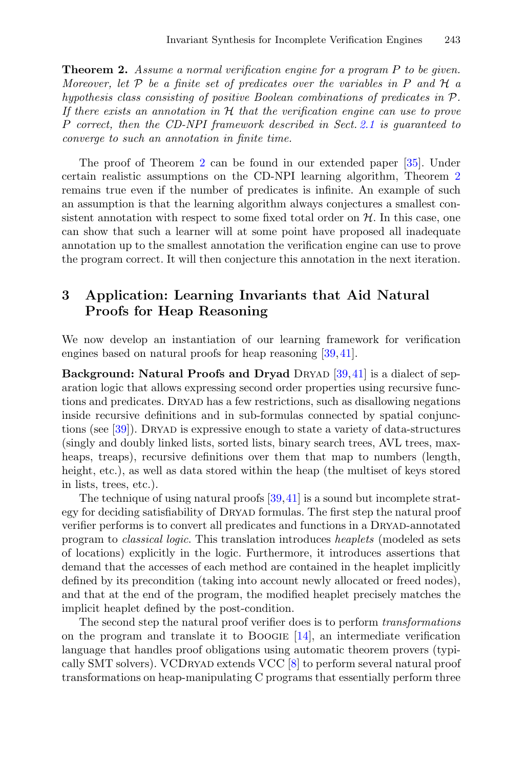**Theorem 2.** *Assume a normal verification engine for a program $P$ to be given. Moreover, let $\mathcal{P}$ be a finite set of predicates over the variables in $P$ and $\mathcal{H}$ a hypothesis class consisting of positive Boolean combinations of predicates in $\mathcal{P}$. If there exists an annotation in $\mathcal{H}$ that the verification engine can use to prove $P$ correct, then the CD-NPI framework described in Sect. 2.1 is guaranteed to converge to such an annotation in finite time.*

The proof of Theorem 2 can be found in our extended paper [35]. Under certain realistic assumptions on the CD-NPI learning algorithm, Theorem 2 remains true even if the number of predicates is infinite. An example of such an assumption is that the learning algorithm always conjectures a smallest consistent annotation with respect to some fixed total order on $\mathcal{H}$. In this case, one can show that such a learner will at some point have proposed all inadequate annotation up to the smallest annotation the verification engine can use to prove the program correct. It will then conjecture this annotation in the next iteration.

## 3 Application: Learning Invariants that Aid Natural Proofs for Heap Reasoning

We now develop an instantiation of our learning framework for verification engines based on natural proofs for heap reasoning [39,41].

**Background: Natural Proofs and Dryad** DRYAD [39,41] is a dialect of separation logic that allows expressing second order properties using recursive functions and predicates. DRYAD has a few restrictions, such as disallowing negations inside recursive definitions and in sub-formulas connected by spatial conjunctions (see [39]). DRYAD is expressive enough to state a variety of data-structures (singly and doubly linked lists, sorted lists, binary search trees, AVL trees, max-heaps, treaps), recursive definitions over them that map to numbers (length, height, etc.), as well as data stored within the heap (the multiset of keys stored in lists, trees, etc.).

The technique of using natural proofs [39,41] is a sound but incomplete strategy for deciding satisfiability of DRYAD formulas. The first step the natural proof verifier performs is to convert all predicates and functions in a DRYAD-annotated program to *classical logic*. This translation introduces *heaplets* (modeled as sets of locations) explicitly in the logic. Furthermore, it introduces assertions that demand that the accesses of each method are contained in the heaplet implicitly defined by its precondition (taking into account newly allocated or freed nodes), and that at the end of the program, the modified heaplet precisely matches the implicit heaplet defined by the post-condition.

The second step the natural proof verifier does is to perform *transformations* on the program and translate it to BOOGIE [14], an intermediate verification language that handles proof obligations using automatic theorem provers (typically SMT solvers). VCDRYAD extends VCC [8] to perform several natural proof transformations on heap-manipulating C programs that essentially perform three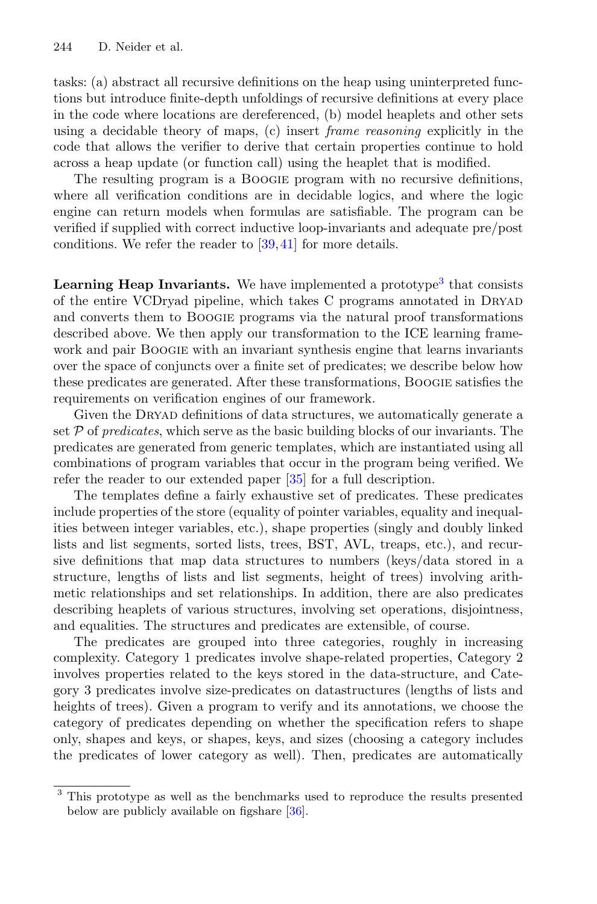tasks: (a) abstract all recursive definitions on the heap using uninterpreted functions but introduce finite-depth unfoldings of recursive definitions at every place in the code where locations are dereferenced, (b) model heaplets and other sets using a decidable theory of maps, (c) insert *frame reasoning* explicitly in the code that allows the verifier to derive that certain properties continue to hold across a heap update (or function call) using the heaplet that is modified.

The resulting program is a Boogie program with no recursive definitions, where all verification conditions are in decidable logics, and where the logic engine can return models when formulas are satisfiable. The program can be verified if supplied with correct inductive loop-invariants and adequate pre/post conditions. We refer the reader to [39,41] for more details.

**Learning Heap Invariants.** We have implemented a prototype[3] that consists of the entire VCDryad pipeline, which takes C programs annotated in Dryad and converts them to Boogie programs via the natural proof transformations described above. We then apply our transformation to the ICE learning framework and pair Boogie with an invariant synthesis engine that learns invariants over the space of conjuncts over a finite set of predicates; we describe below how these predicates are generated. After these transformations, Boogie satisfies the requirements on verification engines of our framework.

Given the Dryad definitions of data structures, we automatically generate a set $\mathcal{P}$ of *predicates*, which serve as the basic building blocks of our invariants. The predicates are generated from generic templates, which are instantiated using all combinations of program variables that occur in the program being verified. We refer the reader to our extended paper [35] for a full description.

The templates define a fairly exhaustive set of predicates. These predicates include properties of the store (equality of pointer variables, equality and inequalities between integer variables, etc.), shape properties (singly and doubly linked lists and list segments, sorted lists, trees, BST, AVL, treaps, etc.), and recursive definitions that map data structures to numbers (keys/data stored in a structure, lengths of lists and list segments, height of trees) involving arithmetic relationships and set relationships. In addition, there are also predicates describing heaplets of various structures, involving set operations, disjointness, and equalities. The structures and predicates are extensible, of course.

The predicates are grouped into three categories, roughly in increasing complexity. Category 1 predicates involve shape-related properties, Category 2 involves properties related to the keys stored in the data-structure, and Category 3 predicates involve size-predicates on datastructures (lengths of lists and heights of trees). Given a program to verify and its annotations, we choose the category of predicates depending on whether the specification refers to shape only, shapes and keys, or shapes, keys, and sizes (choosing a category includes the predicates of lower category as well). Then, predicates are automatically

[3] This prototype as well as the benchmarks used to reproduce the results presented below are publicly available on figshare [36].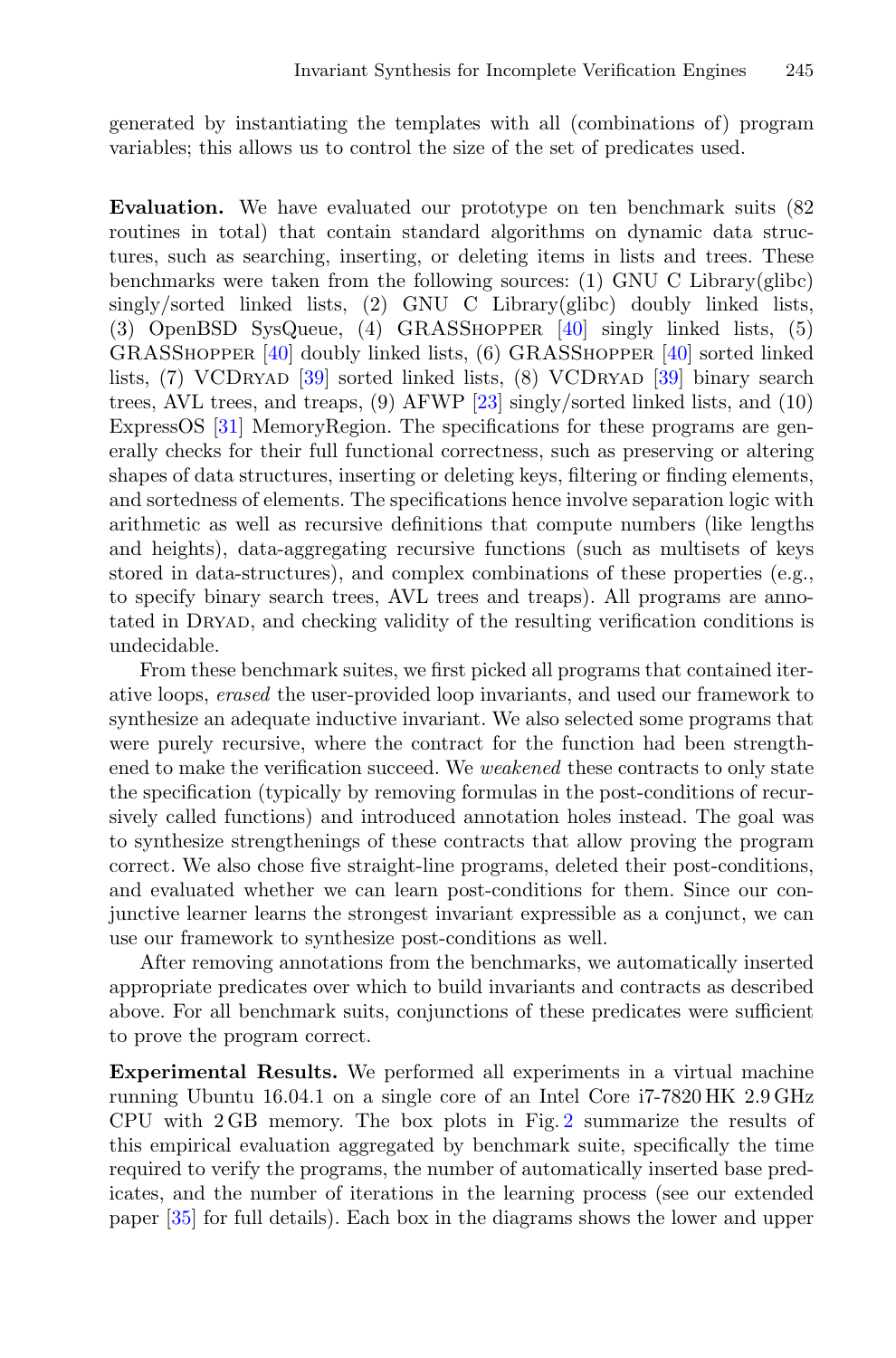generated by instantiating the templates with all (combinations of) program variables; this allows us to control the size of the set of predicates used.

**Evaluation.** We have evaluated our prototype on ten benchmark suits (82 routines in total) that contain standard algorithms on dynamic data structures, such as searching, inserting, or deleting items in lists and trees. These benchmarks were taken from the following sources: (1) GNU C Library(glibc) singly/sorted linked lists, (2) GNU C Library(glibc) doubly linked lists, (3) OpenBSD SysQueue, (4) GRASShopper [40] singly linked lists, (5) GRASShopper [40] doubly linked lists, (6) GRASShopper [40] sorted linked lists, (7) VCDryad [39] sorted linked lists, (8) VCDryad [39] binary search trees, AVL trees, and treaps, (9) AFWP [23] singly/sorted linked lists, and (10) ExpressOS [31] MemoryRegion. The specifications for these programs are generally checks for their full functional correctness, such as preserving or altering shapes of data structures, inserting or deleting keys, filtering or finding elements, and sortedness of elements. The specifications hence involve separation logic with arithmetic as well as recursive definitions that compute numbers (like lengths and heights), data-aggregating recursive functions (such as multisets of keys stored in data-structures), and complex combinations of these properties (e.g., to specify binary search trees, AVL trees and treaps). All programs are annotated in Dryad, and checking validity of the resulting verification conditions is undecidable.

From these benchmark suites, we first picked all programs that contained iterative loops, *erased* the user-provided loop invariants, and used our framework to synthesize an adequate inductive invariant. We also selected some programs that were purely recursive, where the contract for the function had been strengthened to make the verification succeed. We *weakened* these contracts to only state the specification (typically by removing formulas in the post-conditions of recursively called functions) and introduced annotation holes instead. The goal was to synthesize strengthenings of these contracts that allow proving the program correct. We also chose five straight-line programs, deleted their post-conditions, and evaluated whether we can learn post-conditions for them. Since our conjunctive learner learns the strongest invariant expressible as a conjunct, we can use our framework to synthesize post-conditions as well.

After removing annotations from the benchmarks, we automatically inserted appropriate predicates over which to build invariants and contracts as described above. For all benchmark suits, conjunctions of these predicates were sufficient to prove the program correct.

**Experimental Results.** We performed all experiments in a virtual machine running Ubuntu 16.04.1 on a single core of an Intel Core i7-7820 HK 2.9 GHz CPU with 2 GB memory. The box plots in Fig. 2 summarize the results of this empirical evaluation aggregated by benchmark suite, specifically the time required to verify the programs, the number of automatically inserted base predicates, and the number of iterations in the learning process (see our extended paper [35] for full details). Each box in the diagrams shows the lower and upper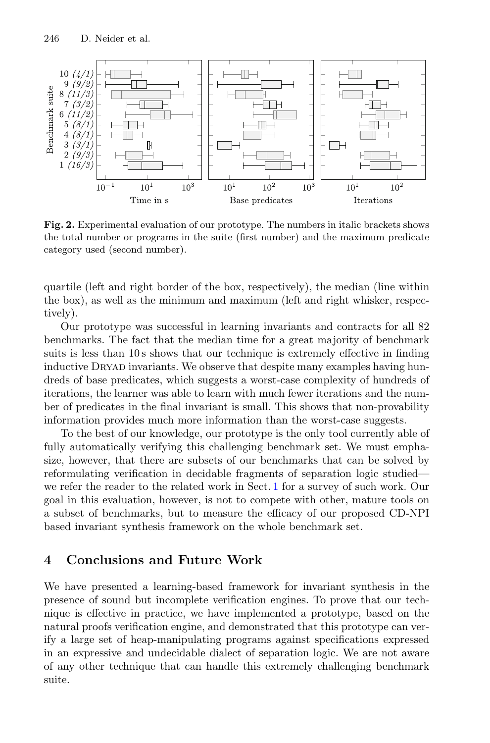Benchmark suite

10 *(4/1)*
9 *(9/2)*
8 *(11/3)*
7 *(3/2)*
6 *(11/2)*
5 *(8/1)*
4 *(8/1)*
3 *(3/1)*
2 *(9/3)*
1 *(16/3)*

$10^{-1}$ $10^{1}$ $10^{3}$
Time in s

$10^{1}$ $10^{2}$ $10^{3}$
Base predicates

$10^{1}$ $10^{2}$
Iterations

**Fig. 2.** Experimental evaluation of our prototype. The numbers in italic brackets shows the total number or programs in the suite (first number) and the maximum predicate category used (second number).

quartile (left and right border of the box, respectively), the median (line within the box), as well as the minimum and maximum (left and right whisker, respectively).

Our prototype was successful in learning invariants and contracts for all 82 benchmarks. The fact that the median time for a great majority of benchmark suits is less than 10 s shows that our technique is extremely effective in finding inductive Dryad invariants. We observe that despite many examples having hundreds of base predicates, which suggests a worst-case complexity of hundreds of iterations, the learner was able to learn with much fewer iterations and the number of predicates in the final invariant is small. This shows that non-provability information provides much more information than the worst-case suggests.

To the best of our knowledge, our prototype is the only tool currently able of fully automatically verifying this challenging benchmark set. We must emphasize, however, that there are subsets of our benchmarks that can be solved by reformulating verification in decidable fragments of separation logic studied—we refer the reader to the related work in Sect. 1 for a survey of such work. Our goal in this evaluation, however, is not to compete with other, mature tools on a subset of benchmarks, but to measure the efficacy of our proposed CD-NPI based invariant synthesis framework on the whole benchmark set.

## 4 Conclusions and Future Work

We have presented a learning-based framework for invariant synthesis in the presence of sound but incomplete verification engines. To prove that our technique is effective in practice, we have implemented a prototype, based on the natural proofs verification engine, and demonstrated that this prototype can verify a large set of heap-manipulating programs against specifications expressed in an expressive and undecidable dialect of separation logic. We are not aware of any other technique that can handle this extremely challenging benchmark suite.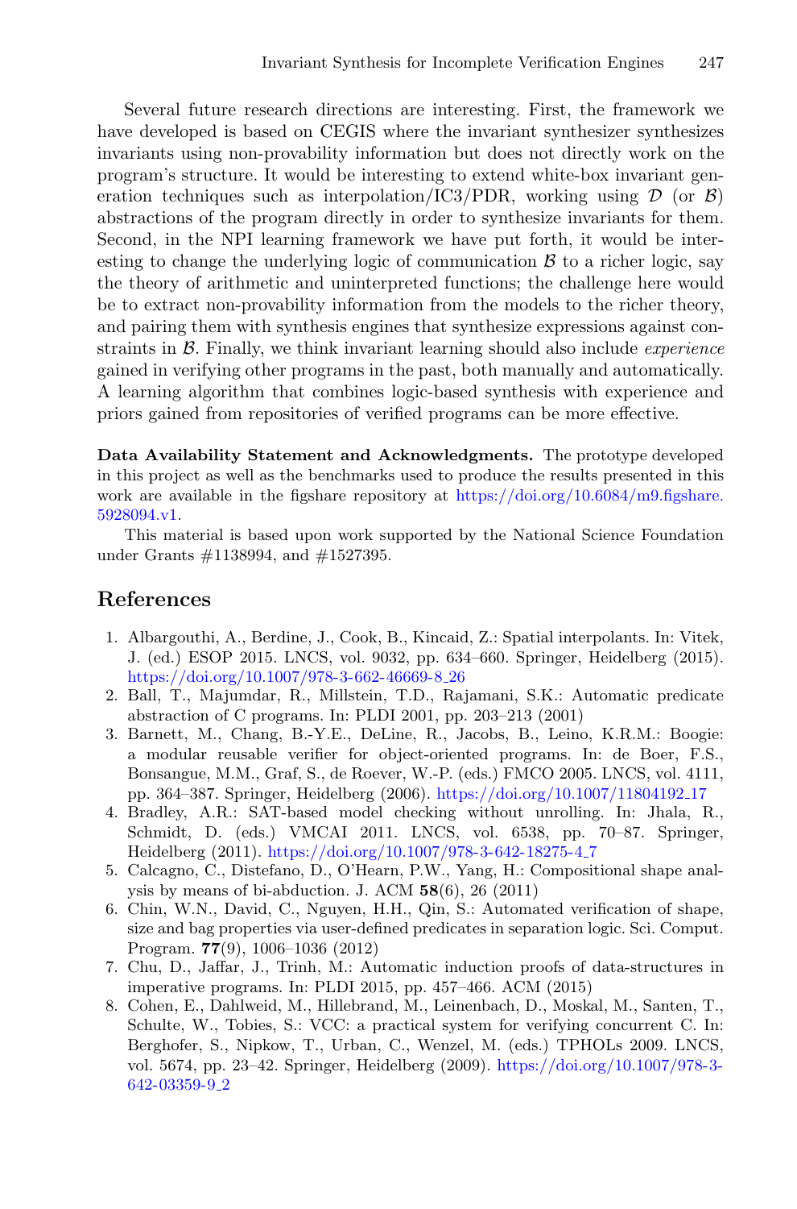Several future research directions are interesting. First, the framework we have developed is based on CEGIS where the invariant synthesizer synthesizes invariants using non-provability information but does not directly work on the program's structure. It would be interesting to extend white-box invariant generation techniques such as interpolation/IC3/PDR, working using $\mathcal{D}$ (or $\mathcal{B}$) abstractions of the program directly in order to synthesize invariants for them. Second, in the NPI learning framework we have put forth, it would be interesting to change the underlying logic of communication $\mathcal{B}$ to a richer logic, say the theory of arithmetic and uninterpreted functions; the challenge here would be to extract non-provability information from the models to the richer theory, and pairing them with synthesis engines that synthesize expressions against constraints in $\mathcal{B}$. Finally, we think invariant learning should also include *experience* gained in verifying other programs in the past, both manually and automatically. A learning algorithm that combines logic-based synthesis with experience and priors gained from repositories of verified programs can be more effective.

**Data Availability Statement and Acknowledgments.** The prototype developed in this project as well as the benchmarks used to produce the results presented in this work are available in the figshare repository at https://doi.org/10.6084/m9.figshare.5928094.v1.

This material is based upon work supported by the National Science Foundation under Grants #1138994, and #1527395.

## References

1. Albargouthi, A., Berdine, J., Cook, B., Kincaid, Z.: Spatial interpolants. In: Vitek, J. (ed.) ESOP 2015. LNCS, vol. 9032, pp. 634–660. Springer, Heidelberg (2015). https://doi.org/10.1007/978-3-662-46669-8_26
2. Ball, T., Majumdar, R., Millstein, T.D., Rajamani, S.K.: Automatic predicate abstraction of C programs. In: PLDI 2001, pp. 203–213 (2001)
3. Barnett, M., Chang, B.-Y.E., DeLine, R., Jacobs, B., Leino, K.R.M.: Boogie: a modular reusable verifier for object-oriented programs. In: de Boer, F.S., Bonsangue, M.M., Graf, S., de Roever, W.-P. (eds.) FMCO 2005. LNCS, vol. 4111, pp. 364–387. Springer, Heidelberg (2006). https://doi.org/10.1007/11804192_17
4. Bradley, A.R.: SAT-based model checking without unrolling. In: Jhala, R., Schmidt, D. (eds.) VMCAI 2011. LNCS, vol. 6538, pp. 70–87. Springer, Heidelberg (2011). https://doi.org/10.1007/978-3-642-18275-4_7
5. Calcagno, C., Distefano, D., O'Hearn, P.W., Yang, H.: Compositional shape analysis by means of bi-abduction. J. ACM **58**(6), 26 (2011)
6. Chin, W.N., David, C., Nguyen, H.H., Qin, S.: Automated verification of shape, size and bag properties via user-defined predicates in separation logic. Sci. Comput. Program. **77**(9), 1006–1036 (2012)
7. Chu, D., Jaffar, J., Trinh, M.: Automatic induction proofs of data-structures in imperative programs. In: PLDI 2015, pp. 457–466. ACM (2015)
8. Cohen, E., Dahlweid, M., Hillebrand, M., Leinenbach, D., Moskal, M., Santen, T., Schulte, W., Tobies, S.: VCC: a practical system for verifying concurrent C. In: Berghofer, S., Nipkow, T., Urban, C., Wenzel, M. (eds.) TPHOLs 2009. LNCS, vol. 5674, pp. 23–42. Springer, Heidelberg (2009). https://doi.org/10.1007/978-3-642-03359-9_2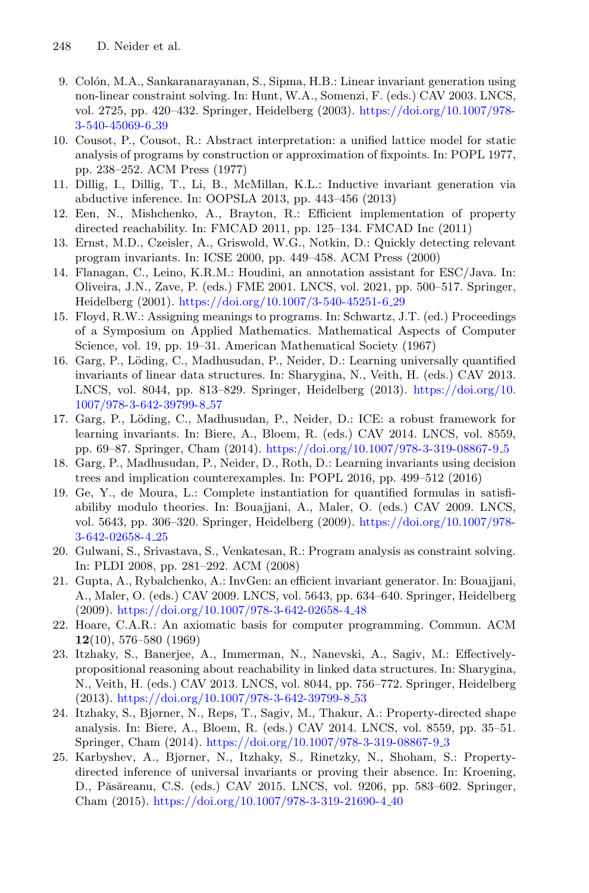9. Colón, M.A., Sankaranarayanan, S., Sipma, H.B.: Linear invariant generation using non-linear constraint solving. In: Hunt, W.A., Somenzi, F. (eds.) CAV 2003. LNCS, vol. 2725, pp. 420–432. Springer, Heidelberg (2003). https://doi.org/10.1007/978-3-540-45069-6_39
10. Cousot, P., Cousot, R.: Abstract interpretation: a unified lattice model for static analysis of programs by construction or approximation of fixpoints. In: POPL 1977, pp. 238–252. ACM Press (1977)
11. Dillig, I., Dillig, T., Li, B., McMillan, K.L.: Inductive invariant generation via abductive inference. In: OOPSLA 2013, pp. 443–456 (2013)
12. Een, N., Mishchenko, A., Brayton, R.: Efficient implementation of property directed reachability. In: FMCAD 2011, pp. 125–134. FMCAD Inc (2011)
13. Ernst, M.D., Czeisler, A., Griswold, W.G., Notkin, D.: Quickly detecting relevant program invariants. In: ICSE 2000, pp. 449–458. ACM Press (2000)
14. Flanagan, C., Leino, K.R.M.: Houdini, an annotation assistant for ESC/Java. In: Oliveira, J.N., Zave, P. (eds.) FME 2001. LNCS, vol. 2021, pp. 500–517. Springer, Heidelberg (2001). https://doi.org/10.1007/3-540-45251-6_29
15. Floyd, R.W.: Assigning meanings to programs. In: Schwartz, J.T. (ed.) Proceedings of a Symposium on Applied Mathematics. Mathematical Aspects of Computer Science, vol. 19, pp. 19–31. American Mathematical Society (1967)
16. Garg, P., Löding, C., Madhusudan, P., Neider, D.: Learning universally quantified invariants of linear data structures. In: Sharygina, N., Veith, H. (eds.) CAV 2013. LNCS, vol. 8044, pp. 813–829. Springer, Heidelberg (2013). https://doi.org/10.1007/978-3-642-39799-8_57
17. Garg, P., Löding, C., Madhusudan, P., Neider, D.: ICE: a robust framework for learning invariants. In: Biere, A., Bloem, R. (eds.) CAV 2014. LNCS, vol. 8559, pp. 69–87. Springer, Cham (2014). https://doi.org/10.1007/978-3-319-08867-9_5
18. Garg, P., Madhusudan, P., Neider, D., Roth, D.: Learning invariants using decision trees and implication counterexamples. In: POPL 2016, pp. 499–512 (2016)
19. Ge, Y., de Moura, L.: Complete instantiation for quantified formulas in satisfiabiliby modulo theories. In: Bouajjani, A., Maler, O. (eds.) CAV 2009. LNCS, vol. 5643, pp. 306–320. Springer, Heidelberg (2009). https://doi.org/10.1007/978-3-642-02658-4_25
20. Gulwani, S., Srivastava, S., Venkatesan, R.: Program analysis as constraint solving. In: PLDI 2008, pp. 281–292. ACM (2008)
21. Gupta, A., Rybalchenko, A.: InvGen: an efficient invariant generator. In: Bouajjani, A., Maler, O. (eds.) CAV 2009. LNCS, vol. 5643, pp. 634–640. Springer, Heidelberg (2009). https://doi.org/10.1007/978-3-642-02658-4_48
22. Hoare, C.A.R.: An axiomatic basis for computer programming. Commun. ACM **12**(10), 576–580 (1969)
23. Itzhaky, S., Banerjee, A., Immerman, N., Nanevski, A., Sagiv, M.: Effectively-propositional reasoning about reachability in linked data structures. In: Sharygina, N., Veith, H. (eds.) CAV 2013. LNCS, vol. 8044, pp. 756–772. Springer, Heidelberg (2013). https://doi.org/10.1007/978-3-642-39799-8_53
24. Itzhaky, S., Bjørner, N., Reps, T., Sagiv, M., Thakur, A.: Property-directed shape analysis. In: Biere, A., Bloem, R. (eds.) CAV 2014. LNCS, vol. 8559, pp. 35–51. Springer, Cham (2014). https://doi.org/10.1007/978-3-319-08867-9_3
25. Karbyshev, A., Bjørner, N., Itzhaky, S., Rinetzky, N., Shoham, S.: Property-directed inference of universal invariants or proving their absence. In: Kroening, D., Păsăreanu, C.S. (eds.) CAV 2015. LNCS, vol. 9206, pp. 583–602. Springer, Cham (2015). https://doi.org/10.1007/978-3-319-21690-4_40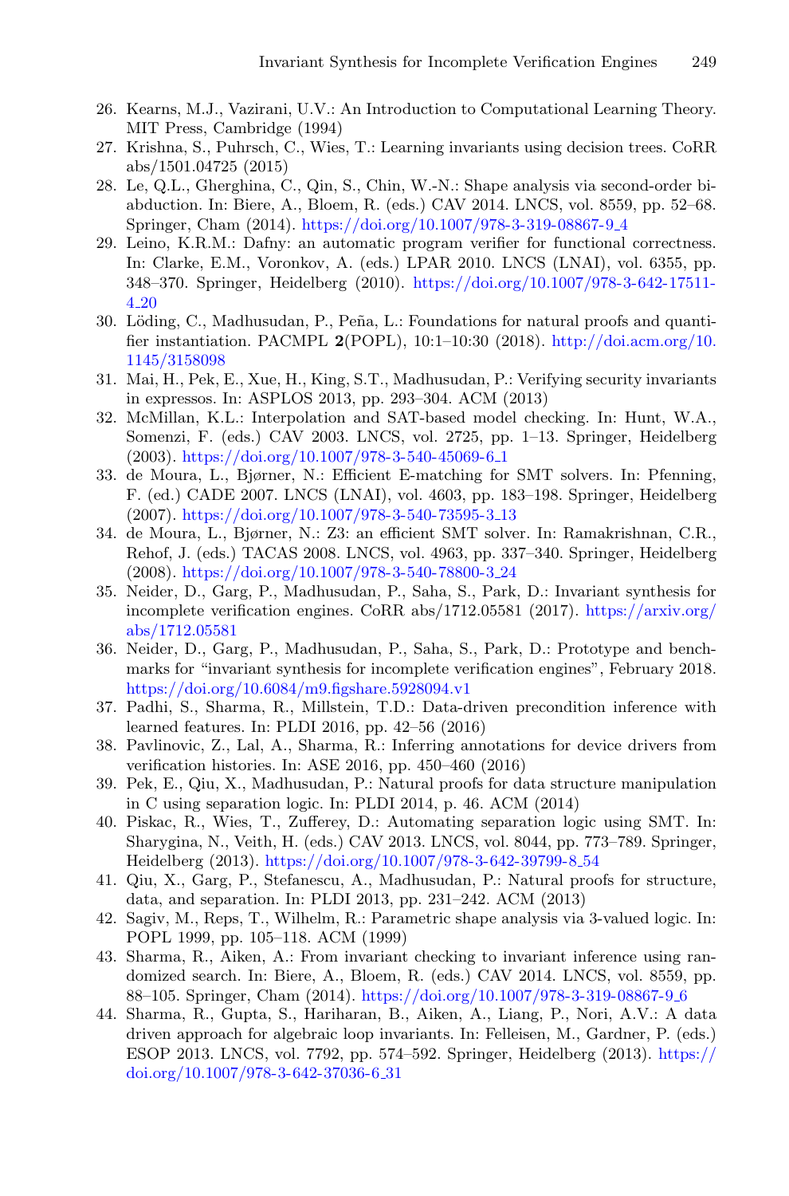26. Kearns, M.J., Vazirani, U.V.: An Introduction to Computational Learning Theory. MIT Press, Cambridge (1994)
27. Krishna, S., Puhrsch, C., Wies, T.: Learning invariants using decision trees. CoRR abs/1501.04725 (2015)
28. Le, Q.L., Gherghina, C., Qin, S., Chin, W.-N.: Shape analysis via second-order bi-abduction. In: Biere, A., Bloem, R. (eds.) CAV 2014. LNCS, vol. 8559, pp. 52–68. Springer, Cham (2014). https://doi.org/10.1007/978-3-319-08867-9_4
29. Leino, K.R.M.: Dafny: an automatic program verifier for functional correctness. In: Clarke, E.M., Voronkov, A. (eds.) LPAR 2010. LNCS (LNAI), vol. 6355, pp. 348–370. Springer, Heidelberg (2010). https://doi.org/10.1007/978-3-642-17511-4_20
30. Löding, C., Madhusudan, P., Peña, L.: Foundations for natural proofs and quantifier instantiation. PACMPL **2**(POPL), 10:1–10:30 (2018). http://doi.acm.org/10.1145/3158098
31. Mai, H., Pek, E., Xue, H., King, S.T., Madhusudan, P.: Verifying security invariants in expressos. In: ASPLOS 2013, pp. 293–304. ACM (2013)
32. McMillan, K.L.: Interpolation and SAT-based model checking. In: Hunt, W.A., Somenzi, F. (eds.) CAV 2003. LNCS, vol. 2725, pp. 1–13. Springer, Heidelberg (2003). https://doi.org/10.1007/978-3-540-45069-6_1
33. de Moura, L., Bjørner, N.: Efficient E-matching for SMT solvers. In: Pfenning, F. (ed.) CADE 2007. LNCS (LNAI), vol. 4603, pp. 183–198. Springer, Heidelberg (2007). https://doi.org/10.1007/978-3-540-73595-3_13
34. de Moura, L., Bjørner, N.: Z3: an efficient SMT solver. In: Ramakrishnan, C.R., Rehof, J. (eds.) TACAS 2008. LNCS, vol. 4963, pp. 337–340. Springer, Heidelberg (2008). https://doi.org/10.1007/978-3-540-78800-3_24
35. Neider, D., Garg, P., Madhusudan, P., Saha, S., Park, D.: Invariant synthesis for incomplete verification engines. CoRR abs/1712.05581 (2017). https://arxiv.org/abs/1712.05581
36. Neider, D., Garg, P., Madhusudan, P., Saha, S., Park, D.: Prototype and benchmarks for "invariant synthesis for incomplete verification engines", February 2018. https://doi.org/10.6084/m9.figshare.5928094.v1
37. Padhi, S., Sharma, R., Millstein, T.D.: Data-driven precondition inference with learned features. In: PLDI 2016, pp. 42–56 (2016)
38. Pavlinovic, Z., Lal, A., Sharma, R.: Inferring annotations for device drivers from verification histories. In: ASE 2016, pp. 450–460 (2016)
39. Pek, E., Qiu, X., Madhusudan, P.: Natural proofs for data structure manipulation in C using separation logic. In: PLDI 2014, p. 46. ACM (2014)
40. Piskac, R., Wies, T., Zufferey, D.: Automating separation logic using SMT. In: Sharygina, N., Veith, H. (eds.) CAV 2013. LNCS, vol. 8044, pp. 773–789. Springer, Heidelberg (2013). https://doi.org/10.1007/978-3-642-39799-8_54
41. Qiu, X., Garg, P., Stefanescu, A., Madhusudan, P.: Natural proofs for structure, data, and separation. In: PLDI 2013, pp. 231–242. ACM (2013)
42. Sagiv, M., Reps, T., Wilhelm, R.: Parametric shape analysis via 3-valued logic. In: POPL 1999, pp. 105–118. ACM (1999)
43. Sharma, R., Aiken, A.: From invariant checking to invariant inference using randomized search. In: Biere, A., Bloem, R. (eds.) CAV 2014. LNCS, vol. 8559, pp. 88–105. Springer, Cham (2014). https://doi.org/10.1007/978-3-319-08867-9_6
44. Sharma, R., Gupta, S., Hariharan, B., Aiken, A., Liang, P., Nori, A.V.: A data driven approach for algebraic loop invariants. In: Felleisen, M., Gardner, P. (eds.) ESOP 2013. LNCS, vol. 7792, pp. 574–592. Springer, Heidelberg (2013). https://doi.org/10.1007/978-3-642-37036-6_31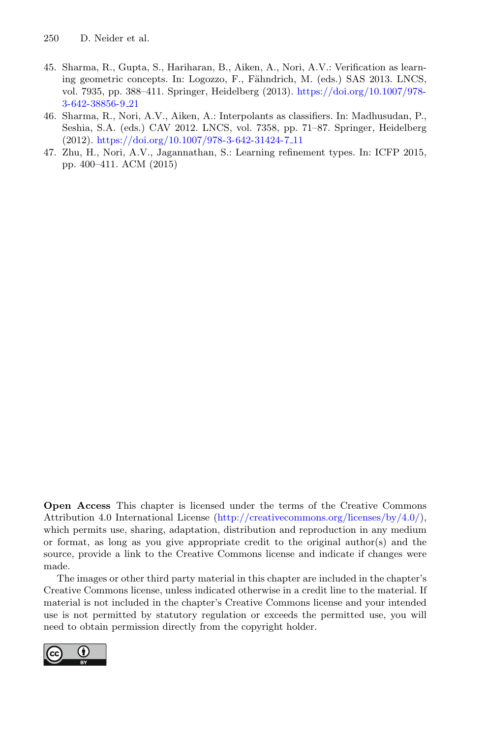45. Sharma, R., Gupta, S., Hariharan, B., Aiken, A., Nori, A.V.: Verification as learning geometric concepts. In: Logozzo, F., Fähndrich, M. (eds.) SAS 2013. LNCS, vol. 7935, pp. 388–411. Springer, Heidelberg (2013). https://doi.org/10.1007/978-3-642-38856-9_21
46. Sharma, R., Nori, A.V., Aiken, A.: Interpolants as classifiers. In: Madhusudan, P., Seshia, S.A. (eds.) CAV 2012. LNCS, vol. 7358, pp. 71–87. Springer, Heidelberg (2012). https://doi.org/10.1007/978-3-642-31424-7_11
47. Zhu, H., Nori, A.V., Jagannathan, S.: Learning refinement types. In: ICFP 2015, pp. 400–411. ACM (2015)

**Open Access** This chapter is licensed under the terms of the Creative Commons Attribution 4.0 International License (http://creativecommons.org/licenses/by/4.0/), which permits use, sharing, adaptation, distribution and reproduction in any medium or format, as long as you give appropriate credit to the original author(s) and the source, provide a link to the Creative Commons license and indicate if changes were made.

The images or other third party material in this chapter are included in the chapter's Creative Commons license, unless indicated otherwise in a credit line to the material. If material is not included in the chapter's Creative Commons license and your intended use is not permitted by statutory regulation or exceeds the permitted use, you will need to obtain permission directly from the copyright holder.